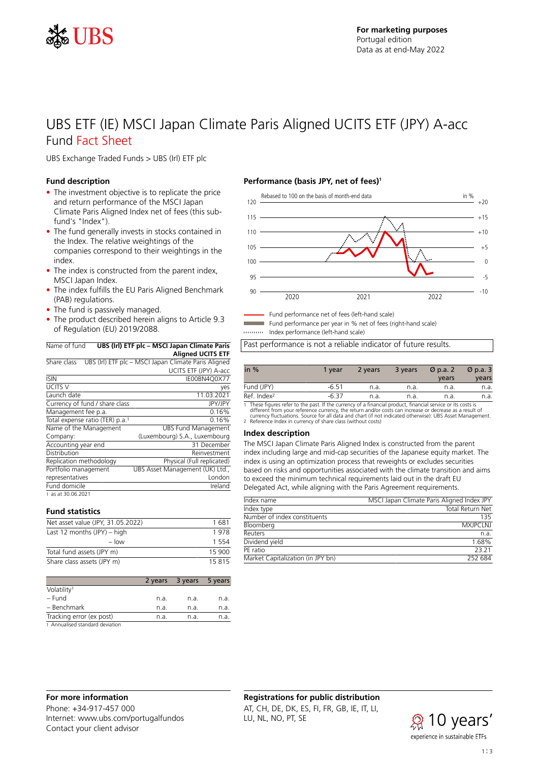For marketing purposes
Portugal edition
Data as at end-May 2022

# UBS ETF (IE) MSCI Japan Climate Paris Aligned UCITS ETF (JPY) A-acc

## Fund Fact Sheet

UBS Exchange Traded Funds > UBS (Irl) ETF plc

### Fund description

- The investment objective is to replicate the price and return performance of the MSCI Japan Climate Paris Aligned Index net of fees (this sub-fund's "Index").
- The fund generally invests in stocks contained in the Index. The relative weightings of the companies correspond to their weightings in the index.
- The index is constructed from the parent index, MSCI Japan Index.
- The index fulfills the EU Paris Aligned Benchmark (PAB) regulations.
- The fund is passively managed.
- The product described herein aligns to Article 9.3 of Regulation (EU) 2019/2088.

| Name of fund | **UBS (Irl) ETF plc – MSCI Japan Climate Paris Aligned UCITS ETF** |
|---|---|
| Share class | UBS (Irl) ETF plc – MSCI Japan Climate Paris Aligned UCITS ETF (JPY) A-acc |
| ISIN | IE00BN4Q0X77 |
| UCITS V | yes |
| Launch date | 11.03.2021 |
| Currency of fund / share class | JPY/JPY |
| Management fee p.a. | 0.16% |
| Total expense ratio (TER) p.a.[1] | 0.16% |
| Name of the Management Company: | UBS Fund Management (Luxembourg) S.A., Luxembourg |
| Accounting year end | 31 December |
| Distribution | Reinvestment |
| Replication methodology | Physical (Full replicated) |
| Portfolio management representatives | UBS Asset Management (UK) Ltd., London |
| Fund domicile | Ireland |

1 as at 30.06.2021

### Fund statistics

| | |
|---|---|
| Net asset value (JPY, 31.05.2022) | 1 681 |
| Last 12 months (JPY) – high | 1 978 |
| – low | 1 554 |
| Total fund assets (JPY m) | 15 900 |
| Share class assets (JPY m) | 15 815 |

| | 2 years | 3 years | 5 years |
|---|---|---|---|
| Volatility[1] | | | |
| – Fund | n.a. | n.a. | n.a. |
| – Benchmark | n.a. | n.a. | n.a. |
| Tracking error (ex post) | n.a. | n.a. | n.a. |

1 Annualised standard deviation

### Performance (basis JPY, net of fees)[1]

Rebased to 100 on the basis of month-end data

Fund performance net of fees (left-hand scale)
Fund performance per year in % net of fees (right-hand scale)
Index performance (left-hand scale)

Past performance is not a reliable indicator of future results.

| in % | 1 year | 2 years | 3 years | Ø p.a. 2 years | Ø p.a. 3 years |
|---|---|---|---|---|---|
| Fund (JPY) | -6.51 | n.a. | n.a. | n.a. | n.a. |
| Ref. Index[2] | -6.37 | n.a. | n.a. | n.a. | n.a. |

1 These figures refer to the past. If the currency of a financial product, financial service or its costs is different from your reference currency, the return and/or costs can increase or decrease as a result of currency fluctuations. Source for all data and chart (if not indicated otherwise): UBS Asset Management.
2 Reference Index in currency of share class (without costs)

### Index description

The MSCI Japan Climate Paris Aligned Index is constructed from the parent index including large and mid-cap securities of the Japanese equity market. The index is using an optimization process that reweights or excludes securities based on risks and opportunities associated with the climate transition and aims to exceed the minimum technical requirements laid out in the draft EU Delegated Act, while aligning with the Paris Agreement requirements.

| | |
|---|---|
| Index name | MSCI Japan Climate Paris Aligned Index JPY |
| Index type | Total Return Net |
| Number of index constituents | 135 |
| Bloomberg | MXJPCLNJ |
| Reuters | n.a. |
| Dividend yield | 1.68% |
| PE ratio | 23.21 |
| Market Capitalization (in JPY bn) | 252 684 |

### For more information

Phone: +34-917-457 000
Internet: www.ubs.com/portugalfundos
Contact your client advisor

### Registrations for public distribution

AT, CH, DE, DK, ES, FI, FR, GB, IE, IT, LI, LU, NL, NO, PT, SE

10 years' experience in sustainable ETFs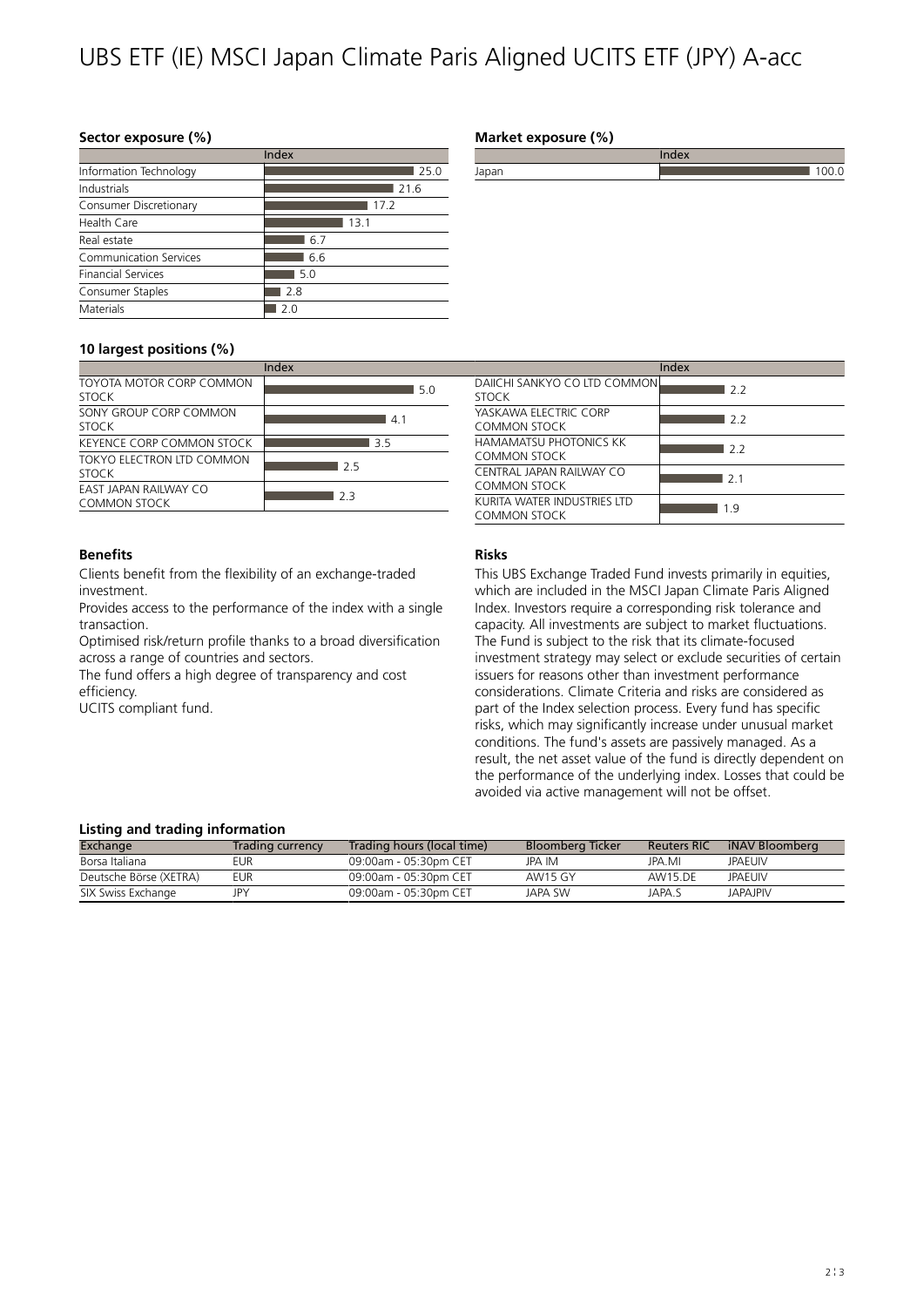# UBS ETF (IE) MSCI Japan Climate Paris Aligned UCITS ETF (JPY) A-acc

### Sector exposure (%)

| | Index |
|---|---|
| Information Technology | 25.0 |
| Industrials | 21.6 |
| Consumer Discretionary | 17.2 |
| Health Care | 13.1 |
| Real estate | 6.7 |
| Communication Services | 6.6 |
| Financial Services | 5.0 |
| Consumer Staples | 2.8 |
| Materials | 2.0 |

### Market exposure (%)

| | Index |
|---|---|
| Japan | 100.0 |

### 10 largest positions (%)

| | Index |
|---|---|
| TOYOTA MOTOR CORP COMMON STOCK | 5.0 |
| SONY GROUP CORP COMMON STOCK | 4.1 |
| KEYENCE CORP COMMON STOCK | 3.5 |
| TOKYO ELECTRON LTD COMMON STOCK | 2.5 |
| EAST JAPAN RAILWAY CO COMMON STOCK | 2.3 |
| DAIICHI SANKYO CO LTD COMMON STOCK | 2.2 |
| YASKAWA ELECTRIC CORP COMMON STOCK | 2.2 |
| HAMAMATSU PHOTONICS KK COMMON STOCK | 2.2 |
| CENTRAL JAPAN RAILWAY CO COMMON STOCK | 2.1 |
| KURITA WATER INDUSTRIES LTD COMMON STOCK | 1.9 |

### Benefits

Clients benefit from the flexibility of an exchange-traded investment.

Provides access to the performance of the index with a single transaction.

Optimised risk/return profile thanks to a broad diversification across a range of countries and sectors.

The fund offers a high degree of transparency and cost efficiency.

UCITS compliant fund.

### Risks

This UBS Exchange Traded Fund invests primarily in equities, which are included in the MSCI Japan Climate Paris Aligned Index. Investors require a corresponding risk tolerance and capacity. All investments are subject to market fluctuations. The Fund is subject to the risk that its climate-focused investment strategy may select or exclude securities of certain issuers for reasons other than investment performance considerations. Climate Criteria and risks are considered as part of the Index selection process. Every fund has specific risks, which may significantly increase under unusual market conditions. The fund's assets are passively managed. As a result, the net asset value of the fund is directly dependent on the performance of the underlying index. Losses that could be avoided via active management will not be offset.

### Listing and trading information

| Exchange | Trading currency | Trading hours (local time) | Bloomberg Ticker | Reuters RIC | iNAV Bloomberg |
|---|---|---|---|---|---|
| Borsa Italiana | EUR | 09:00am - 05:30pm CET | JPA IM | JPA.MI | JPAEUIV |
| Deutsche Börse (XETRA) | EUR | 09:00am - 05:30pm CET | AW15 GY | AW15.DE | JPAEUIV |
| SIX Swiss Exchange | JPY | 09:00am - 05:30pm CET | JAPA SW | JAPA.S | JAPAJPIV |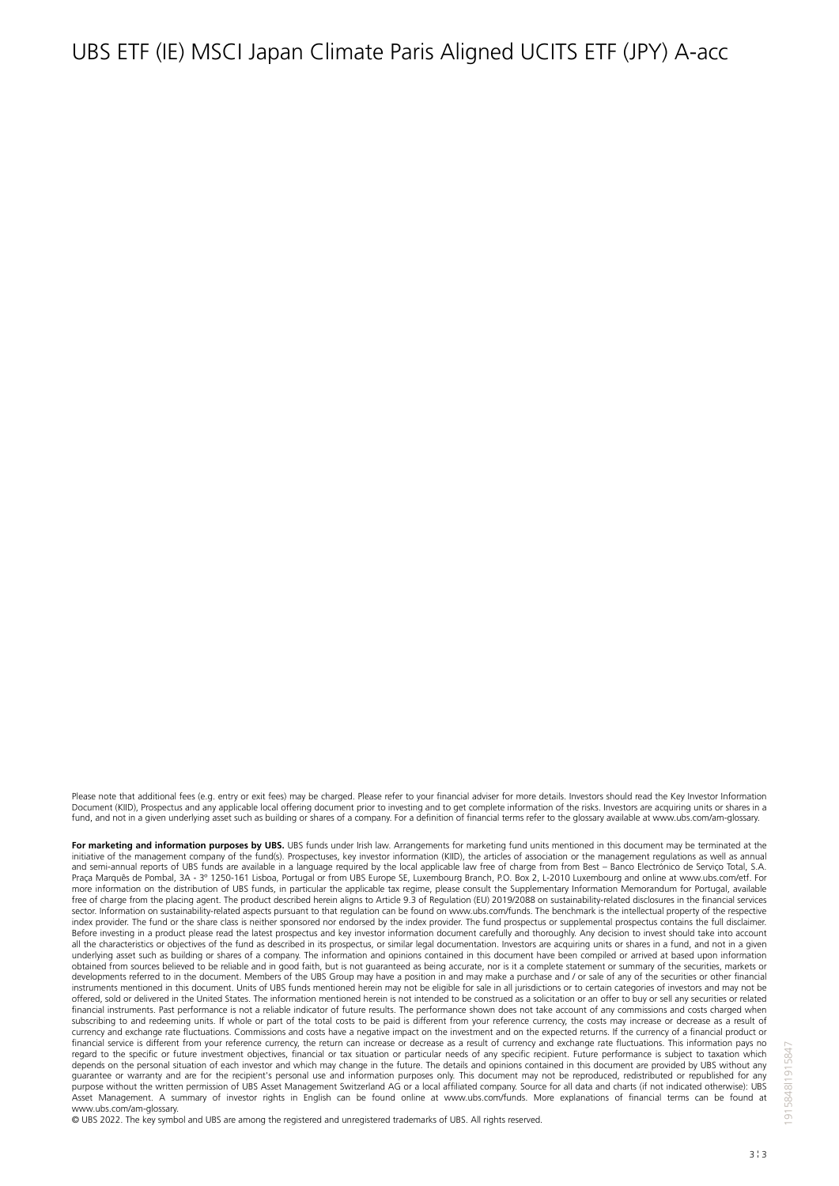# UBS ETF (IE) MSCI Japan Climate Paris Aligned UCITS ETF (JPY) A-acc

Please note that additional fees (e.g. entry or exit fees) may be charged. Please refer to your financial adviser for more details. Investors should read the Key Investor Information Document (KIID), Prospectus and any applicable local offering document prior to investing and to get complete information of the risks. Investors are acquiring units or shares in a fund, and not in a given underlying asset such as building or shares of a company. For a definition of financial terms refer to the glossary available at www.ubs.com/am-glossary.

**For marketing and information purposes by UBS.** UBS funds under Irish law. Arrangements for marketing fund units mentioned in this document may be terminated at the initiative of the management company of the fund(s). Prospectuses, key investor information (KIID), the articles of association or the management regulations as well as annual and semi-annual reports of UBS funds are available in a language required by the local applicable law free of charge from from Best – Banco Electrónico de Serviço Total, S.A. Praça Marquês de Pombal, 3A - 3º 1250-161 Lisboa, Portugal or from UBS Europe SE, Luxembourg Branch, P.O. Box 2, L-2010 Luxembourg and online at www.ubs.com/etf. For more information on the distribution of UBS funds, in particular the applicable tax regime, please consult the Supplementary Information Memorandum for Portugal, available free of charge from the placing agent. The product described herein aligns to Article 9.3 of Regulation (EU) 2019/2088 on sustainability-related disclosures in the financial services sector. Information on sustainability-related aspects pursuant to that regulation can be found on www.ubs.com/funds. The benchmark is the intellectual property of the respective index provider. The fund or the share class is neither sponsored nor endorsed by the index provider. The fund prospectus or supplemental prospectus contains the full disclaimer. Before investing in a product please read the latest prospectus and key investor information document carefully and thoroughly. Any decision to invest should take into account all the characteristics or objectives of the fund as described in its prospectus, or similar legal documentation. Investors are acquiring units or shares in a fund, and not in a given underlying asset such as building or shares of a company. The information and opinions contained in this document have been compiled or arrived at based upon information obtained from sources believed to be reliable and in good faith, but is not guaranteed as being accurate, nor is it a complete statement or summary of the securities, markets or developments referred to in the document. Members of the UBS Group may have a position in and may make a purchase and / or sale of any of the securities or other financial instruments mentioned in this document. Units of UBS funds mentioned herein may not be eligible for sale in all jurisdictions or to certain categories of investors and may not be offered, sold or delivered in the United States. The information mentioned herein is not intended to be construed as a solicitation or an offer to buy or sell any securities or related financial instruments. Past performance is not a reliable indicator of future results. The performance shown does not take account of any commissions and costs charged when subscribing to and redeeming units. If whole or part of the total costs to be paid is different from your reference currency, the costs may increase or decrease as a result of currency and exchange rate fluctuations. Commissions and costs have a negative impact on the investment and on the expected returns. If the currency of a financial product or financial service is different from your reference currency, the return can increase or decrease as a result of currency and exchange rate fluctuations. This information pays no regard to the specific or future investment objectives, financial or tax situation or particular needs of any specific recipient. Future performance is subject to taxation which depends on the personal situation of each investor and which may change in the future. The details and opinions contained in this document are provided by UBS without any guarantee or warranty and are for the recipient's personal use and information purposes only. This document may not be reproduced, redistributed or republished for any purpose without the written permission of UBS Asset Management Switzerland AG or a local affiliated company. Source for all data and charts (if not indicated otherwise): UBS Asset Management. A summary of investor rights in English can be found online at www.ubs.com/funds. More explanations of financial terms can be found at www.ubs.com/am-glossary.

© UBS 2022. The key symbol and UBS are among the registered and unregistered trademarks of UBS. All rights reserved.